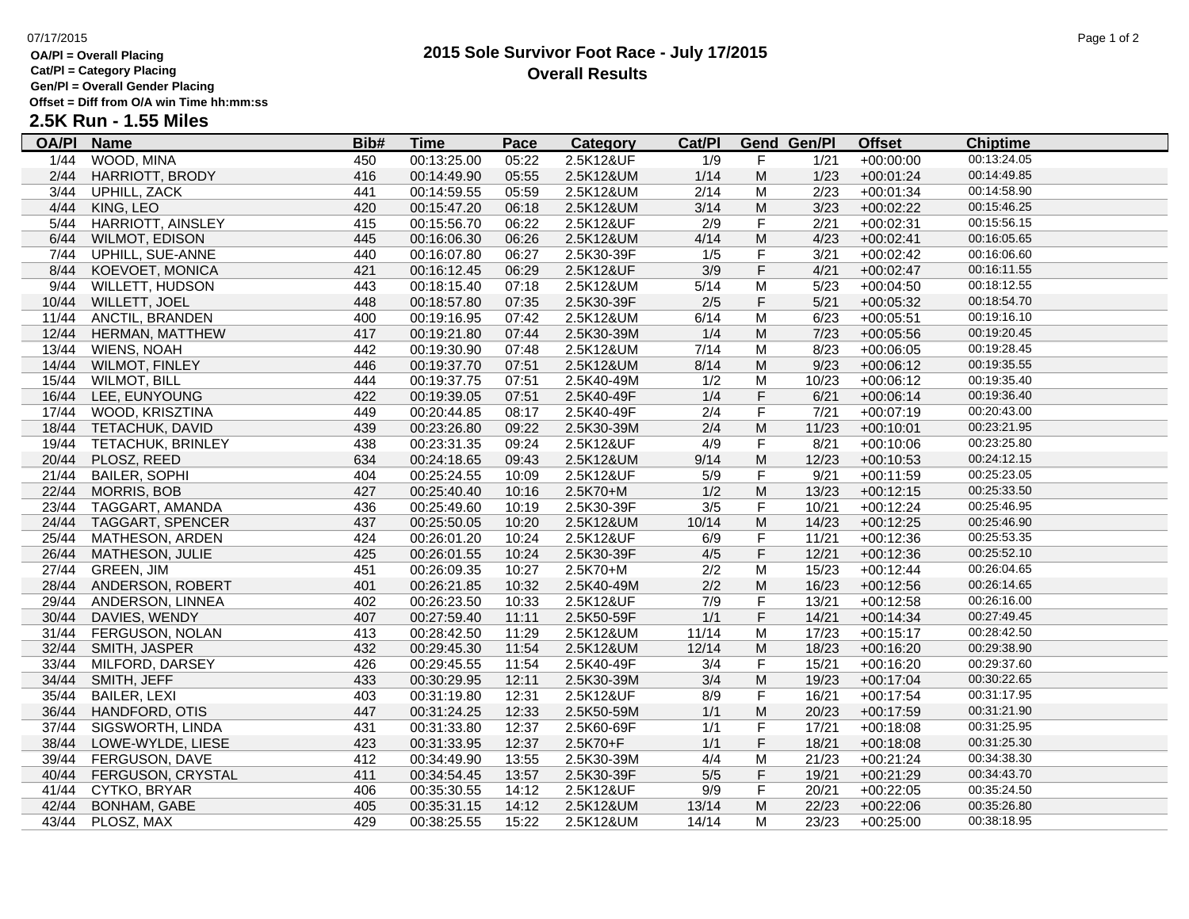# 2015 Sole Survivor Foot Race - July 17/2015

## Overall Results

**OA/Pl = Overall Placing**
**Cat/Pl = Category Placing**
**Gen/Pl = Overall Gender Placing**
**Offset = Diff from O/A win Time hh:mm:ss**

### 2.5K Run - 1.55 Miles

| OA/Pl | Name | Bib# | Time | Pace | Category | Cat/Pl | Gend | Gen/Pl | Offset | Chiptime |
|---|---|---|---|---|---|---|---|---|---|---|
| 1/44 | WOOD, MINA | 450 | 00:13:25.00 | 05:22 | 2.5K12&UF | 1/9 | F | 1/21 | +00:00:00 | 00:13:24.05 |
| 2/44 | HARRIOTT, BRODY | 416 | 00:14:49.90 | 05:55 | 2.5K12&UM | 1/14 | M | 1/23 | +00:01:24 | 00:14:49.85 |
| 3/44 | UPHILL, ZACK | 441 | 00:14:59.55 | 05:59 | 2.5K12&UM | 2/14 | M | 2/23 | +00:01:34 | 00:14:58.90 |
| 4/44 | KING, LEO | 420 | 00:15:47.20 | 06:18 | 2.5K12&UM | 3/14 | M | 3/23 | +00:02:22 | 00:15:46.25 |
| 5/44 | HARRIOTT, AINSLEY | 415 | 00:15:56.70 | 06:22 | 2.5K12&UF | 2/9 | F | 2/21 | +00:02:31 | 00:15:56.15 |
| 6/44 | WILMOT, EDISON | 445 | 00:16:06.30 | 06:26 | 2.5K12&UM | 4/14 | M | 4/23 | +00:02:41 | 00:16:05.65 |
| 7/44 | UPHILL, SUE-ANNE | 440 | 00:16:07.80 | 06:27 | 2.5K30-39F | 1/5 | F | 3/21 | +00:02:42 | 00:16:06.60 |
| 8/44 | KOEVOET, MONICA | 421 | 00:16:12.45 | 06:29 | 2.5K12&UF | 3/9 | F | 4/21 | +00:02:47 | 00:16:11.55 |
| 9/44 | WILLETT, HUDSON | 443 | 00:18:15.40 | 07:18 | 2.5K12&UM | 5/14 | M | 5/23 | +00:04:50 | 00:18:12.55 |
| 10/44 | WILLETT, JOEL | 448 | 00:18:57.80 | 07:35 | 2.5K30-39F | 2/5 | F | 5/21 | +00:05:32 | 00:18:54.70 |
| 11/44 | ANCTIL, BRANDEN | 400 | 00:19:16.95 | 07:42 | 2.5K12&UM | 6/14 | M | 6/23 | +00:05:51 | 00:19:16.10 |
| 12/44 | HERMAN, MATTHEW | 417 | 00:19:21.80 | 07:44 | 2.5K30-39M | 1/4 | M | 7/23 | +00:05:56 | 00:19:20.45 |
| 13/44 | WIENS, NOAH | 442 | 00:19:30.90 | 07:48 | 2.5K12&UM | 7/14 | M | 8/23 | +00:06:05 | 00:19:28.45 |
| 14/44 | WILMOT, FINLEY | 446 | 00:19:37.70 | 07:51 | 2.5K12&UM | 8/14 | M | 9/23 | +00:06:12 | 00:19:35.55 |
| 15/44 | WILMOT, BILL | 444 | 00:19:37.75 | 07:51 | 2.5K40-49M | 1/2 | M | 10/23 | +00:06:12 | 00:19:35.40 |
| 16/44 | LEE, EUNYOUNG | 422 | 00:19:39.05 | 07:51 | 2.5K40-49F | 1/4 | F | 6/21 | +00:06:14 | 00:19:36.40 |
| 17/44 | WOOD, KRISZTINA | 449 | 00:20:44.85 | 08:17 | 2.5K40-49F | 2/4 | F | 7/21 | +00:07:19 | 00:20:43.00 |
| 18/44 | TETACHUK, DAVID | 439 | 00:23:26.80 | 09:22 | 2.5K30-39M | 2/4 | M | 11/23 | +00:10:01 | 00:23:21.95 |
| 19/44 | TETACHUK, BRINLEY | 438 | 00:23:31.35 | 09:24 | 2.5K12&UF | 4/9 | F | 8/21 | +00:10:06 | 00:23:25.80 |
| 20/44 | PLOSZ, REED | 634 | 00:24:18.65 | 09:43 | 2.5K12&UM | 9/14 | M | 12/23 | +00:10:53 | 00:24:12.15 |
| 21/44 | BAILER, SOPHI | 404 | 00:25:24.55 | 10:09 | 2.5K12&UF | 5/9 | F | 9/21 | +00:11:59 | 00:25:23.05 |
| 22/44 | MORRIS, BOB | 427 | 00:25:40.40 | 10:16 | 2.5K70+M | 1/2 | M | 13/23 | +00:12:15 | 00:25:33.50 |
| 23/44 | TAGGART, AMANDA | 436 | 00:25:49.60 | 10:19 | 2.5K30-39F | 3/5 | F | 10/21 | +00:12:24 | 00:25:46.95 |
| 24/44 | TAGGART, SPENCER | 437 | 00:25:50.05 | 10:20 | 2.5K12&UM | 10/14 | M | 14/23 | +00:12:25 | 00:25:46.90 |
| 25/44 | MATHESON, ARDEN | 424 | 00:26:01.20 | 10:24 | 2.5K12&UF | 6/9 | F | 11/21 | +00:12:36 | 00:25:53.35 |
| 26/44 | MATHESON, JULIE | 425 | 00:26:01.55 | 10:24 | 2.5K30-39F | 4/5 | F | 12/21 | +00:12:36 | 00:25:52.10 |
| 27/44 | GREEN, JIM | 451 | 00:26:09.35 | 10:27 | 2.5K70+M | 2/2 | M | 15/23 | +00:12:44 | 00:26:04.65 |
| 28/44 | ANDERSON, ROBERT | 401 | 00:26:21.85 | 10:32 | 2.5K40-49M | 2/2 | M | 16/23 | +00:12:56 | 00:26:14.65 |
| 29/44 | ANDERSON, LINNEA | 402 | 00:26:23.50 | 10:33 | 2.5K12&UF | 7/9 | F | 13/21 | +00:12:58 | 00:26:16.00 |
| 30/44 | DAVIES, WENDY | 407 | 00:27:59.40 | 11:11 | 2.5K50-59F | 1/1 | F | 14/21 | +00:14:34 | 00:27:49.45 |
| 31/44 | FERGUSON, NOLAN | 413 | 00:28:42.50 | 11:29 | 2.5K12&UM | 11/14 | M | 17/23 | +00:15:17 | 00:28:42.50 |
| 32/44 | SMITH, JASPER | 432 | 00:29:45.30 | 11:54 | 2.5K12&UM | 12/14 | M | 18/23 | +00:16:20 | 00:29:38.90 |
| 33/44 | MILFORD, DARSEY | 426 | 00:29:45.55 | 11:54 | 2.5K40-49F | 3/4 | F | 15/21 | +00:16:20 | 00:29:37.60 |
| 34/44 | SMITH, JEFF | 433 | 00:30:29.95 | 12:11 | 2.5K30-39M | 3/4 | M | 19/23 | +00:17:04 | 00:30:22.65 |
| 35/44 | BAILER, LEXI | 403 | 00:31:19.80 | 12:31 | 2.5K12&UF | 8/9 | F | 16/21 | +00:17:54 | 00:31:17.95 |
| 36/44 | HANDFORD, OTIS | 447 | 00:31:24.25 | 12:33 | 2.5K50-59M | 1/1 | M | 20/23 | +00:17:59 | 00:31:21.90 |
| 37/44 | SIGSWORTH, LINDA | 431 | 00:31:33.80 | 12:37 | 2.5K60-69F | 1/1 | F | 17/21 | +00:18:08 | 00:31:25.95 |
| 38/44 | LOWE-WYLDE, LIESE | 423 | 00:31:33.95 | 12:37 | 2.5K70+F | 1/1 | F | 18/21 | +00:18:08 | 00:31:25.30 |
| 39/44 | FERGUSON, DAVE | 412 | 00:34:49.90 | 13:55 | 2.5K30-39M | 4/4 | M | 21/23 | +00:21:24 | 00:34:38.30 |
| 40/44 | FERGUSON, CRYSTAL | 411 | 00:34:54.45 | 13:57 | 2.5K30-39F | 5/5 | F | 19/21 | +00:21:29 | 00:34:43.70 |
| 41/44 | CYTKO, BRYAR | 406 | 00:35:30.55 | 14:12 | 2.5K12&UF | 9/9 | F | 20/21 | +00:22:05 | 00:35:24.50 |
| 42/44 | BONHAM, GABE | 405 | 00:35:31.15 | 14:12 | 2.5K12&UM | 13/14 | M | 22/23 | +00:22:06 | 00:35:26.80 |
| 43/44 | PLOSZ, MAX | 429 | 00:38:25.55 | 15:22 | 2.5K12&UM | 14/14 | M | 23/23 | +00:25:00 | 00:38:18.95 |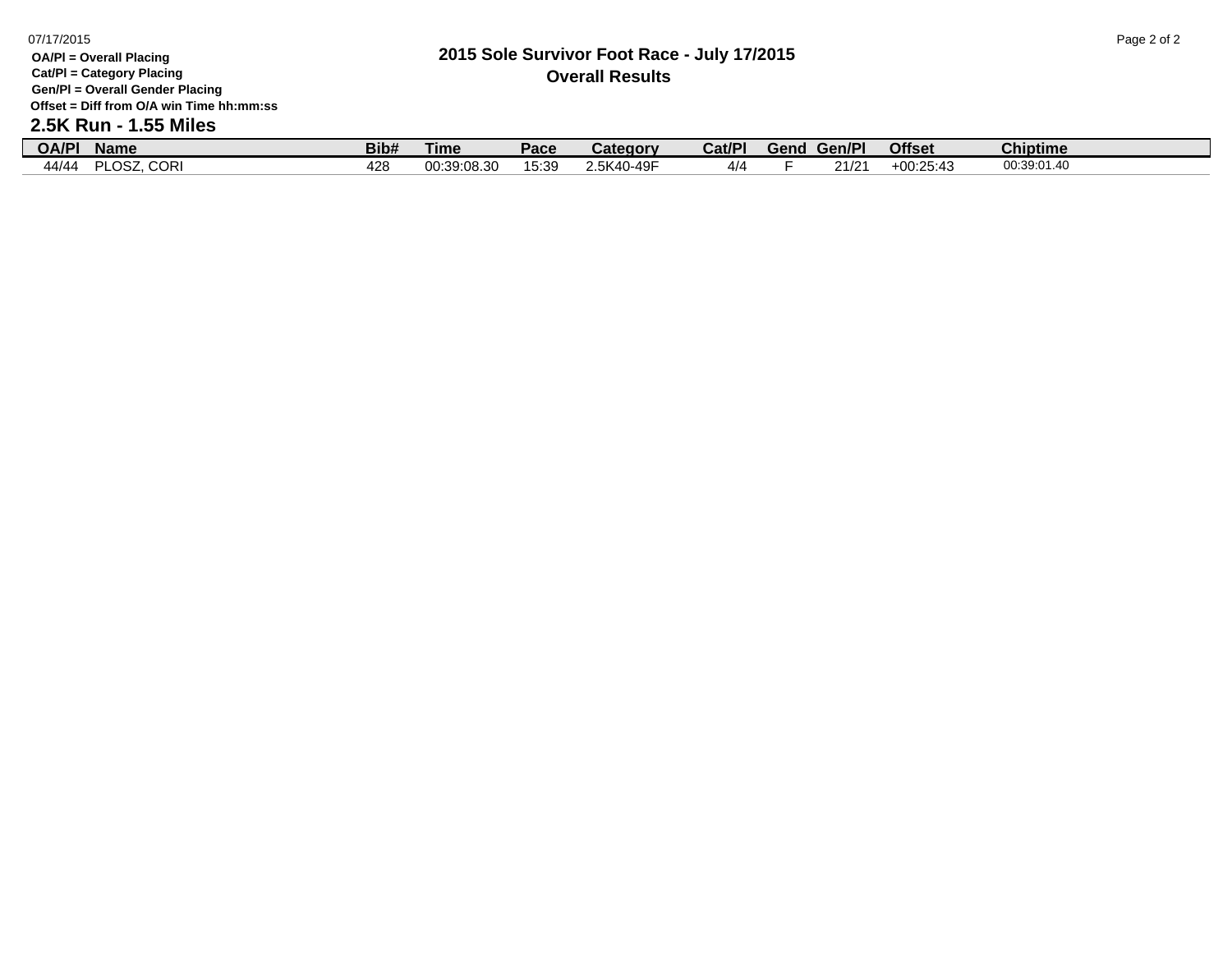OA/Pl = Overall Placing
Cat/Pl = Category Placing
Gen/Pl = Overall Gender Placing
Offset = Diff from O/A win Time hh:mm:ss

# 2015 Sole Survivor Foot Race - July 17/2015

## Overall Results

### 2.5K Run - 1.55 Miles

| OA/Pl | Name | Bib# | Time | Pace | Category | Cat/Pl | Gend | Gen/Pl | Offset | Chiptime |
|---|---|---|---|---|---|---|---|---|---|---|
| 44/44 | PLOSZ, CORI | 428 | 00:39:08.30 | 15:39 | 2.5K40-49F | 4/4 | F | 21/21 | +00:25:43 | 00:39:01.40 |